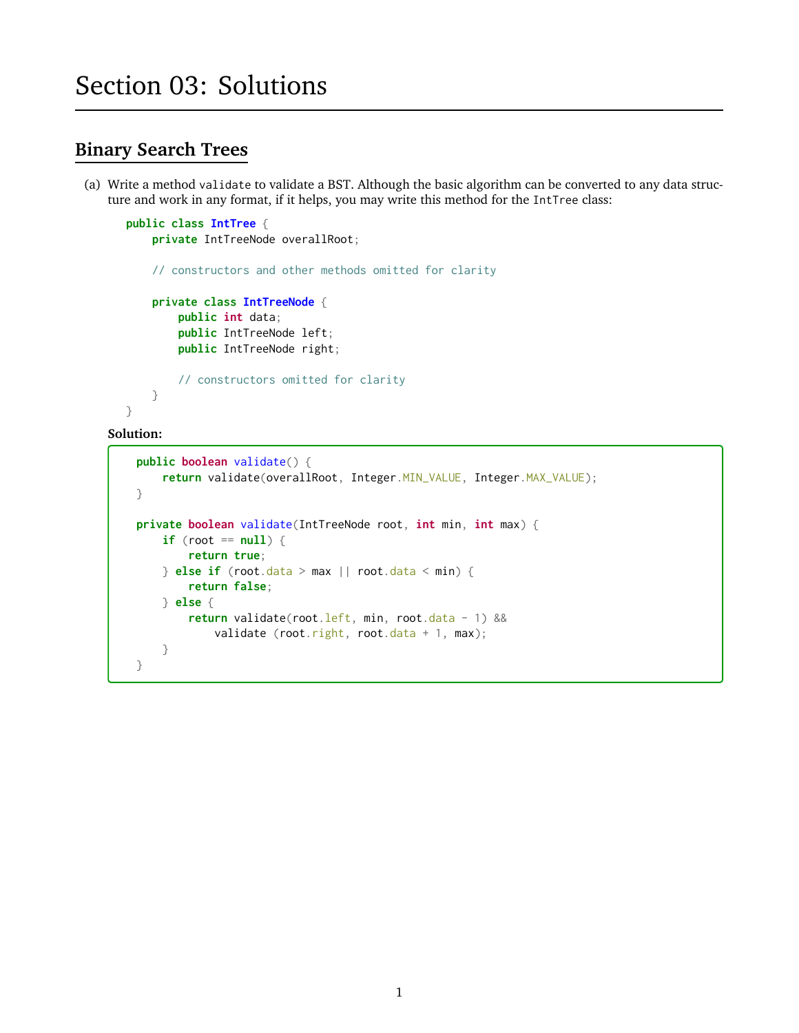# Section 03: Solutions

## Binary Search Trees

(a) Write a method `validate` to validate a BST. Although the basic algorithm can be converted to any data structure and work in any format, if it helps, you may write this method for the `IntTree` class:

```java
public class IntTree {
    private IntTreeNode overallRoot;

    // constructors and other methods omitted for clarity

    private class IntTreeNode {
        public int data;
        public IntTreeNode left;
        public IntTreeNode right;

        // constructors omitted for clarity
    }
}
```

**Solution:**

```java
public boolean validate() {
    return validate(overallRoot, Integer.MIN_VALUE, Integer.MAX_VALUE);
}

private boolean validate(IntTreeNode root, int min, int max) {
    if (root == null) {
        return true;
    } else if (root.data > max || root.data < min) {
        return false;
    } else {
        return validate(root.left, min, root.data - 1) &&
            validate (root.right, root.data + 1, max);
    }
}
```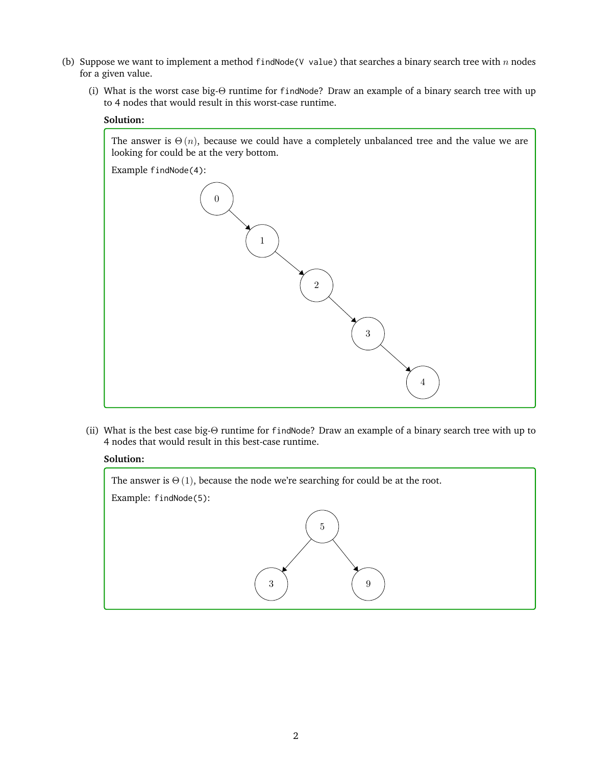(b) Suppose we want to implement a method `findNode(V value)` that searches a binary search tree with $n$ nodes for a given value.

(i) What is the worst case big-$\Theta$ runtime for `findNode`? Draw an example of a binary search tree with up to 4 nodes that would result in this worst-case runtime.

**Solution:**

The answer is $\Theta(n)$, because we could have a completely unbalanced tree and the value we are looking for could be at the very bottom.

Example `findNode(4)`:

```
0
 \
  1
   \
    2
     \
      3
       \
        4
```

(ii) What is the best case big-$\Theta$ runtime for `findNode`? Draw an example of a binary search tree with up to 4 nodes that would result in this best-case runtime.

**Solution:**

The answer is $\Theta(1)$, because the node we're searching for could be at the root.

Example: `findNode(5)`:

```
    5
   / \
  3   9
```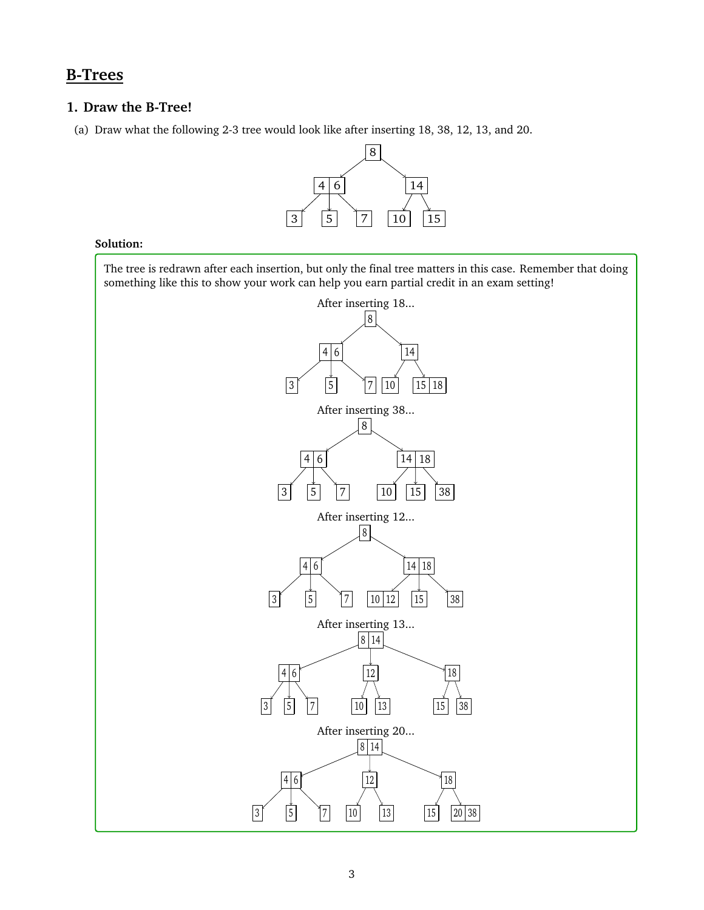## B-Trees

### 1. Draw the B-Tree!

(a) Draw what the following 2-3 tree would look like after inserting 18, 38, 12, 13, and 20.

```
              [8]
          /         \
      [4|6]         [14]
     /  |  \        /   \
   [3] [5] [7]   [10]   [15]
```

**Solution:**

The tree is redrawn after each insertion, but only the final tree matters in this case. Remember that doing something like this to show your work can help you earn partial credit in an exam setting!

After inserting 18...

```
              [8]
          /         \
      [4|6]         [14]
     /  |  \        /   \
   [3] [5] [7]   [10]   [15|18]
```

After inserting 38...

```
              [8]
          /          \
      [4|6]          [14|18]
     /  |  \        /   |   \
   [3] [5] [7]   [10]  [15]  [38]
```

After inserting 12...

```
              [8]
          /          \
      [4|6]          [14|18]
     /  |  \        /    |   \
   [3] [5] [7]  [10|12] [15]  [38]
```

After inserting 13...

```
                 [8|14]
          /         |          \
      [4|6]        [12]        [18]
     /  |  \      /    \      /    \
   [3] [5] [7]  [10]  [13]  [15]  [38]
```

After inserting 20...

```
                 [8|14]
          /         |          \
      [4|6]        [12]        [18]
     /  |  \      /    \      /    \
   [3] [5] [7]  [10]  [13]  [15]  [20|38]
```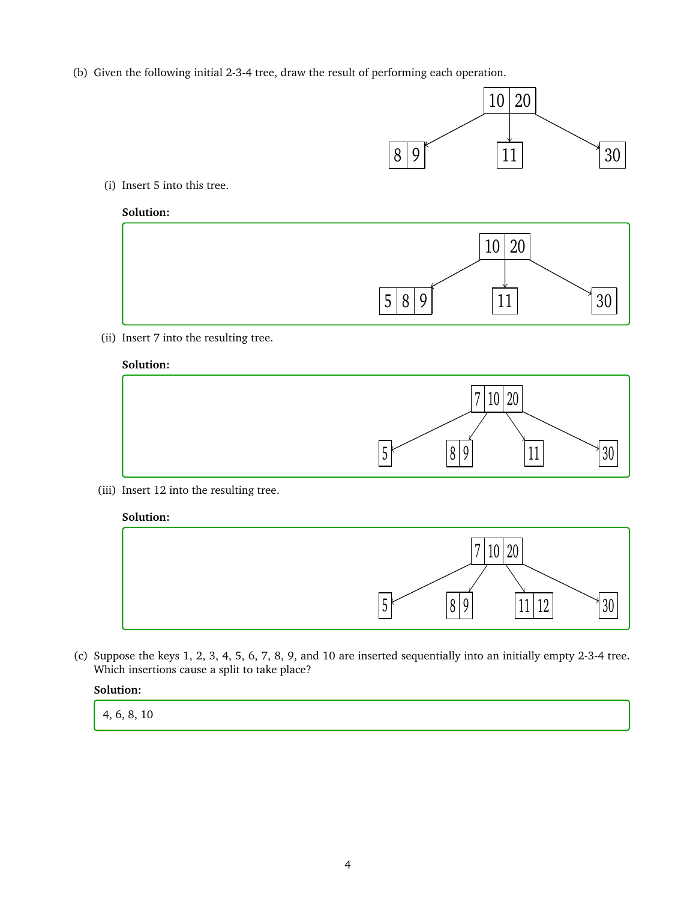(b) Given the following initial 2-3-4 tree, draw the result of performing each operation.

(i) Insert 5 into this tree.

**Solution:**

(ii) Insert 7 into the resulting tree.

**Solution:**

(iii) Insert 12 into the resulting tree.

**Solution:**

(c) Suppose the keys 1, 2, 3, 4, 5, 6, 7, 8, 9, and 10 are inserted sequentially into an initially empty 2-3-4 tree. Which insertions cause a split to take place?

**Solution:**

4, 6, 8, 10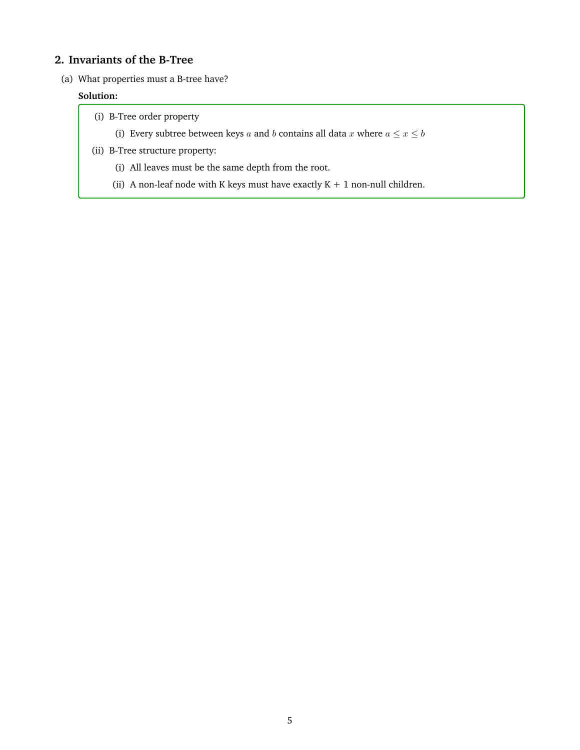## 2. Invariants of the B-Tree

(a) What properties must a B-tree have?

**Solution:**

(i) B-Tree order property

  (i) Every subtree between keys $a$ and $b$ contains all data $x$ where $a \leq x \leq b$

(ii) B-Tree structure property:

  (i) All leaves must be the same depth from the root.

  (ii) A non-leaf node with K keys must have exactly K + 1 non-null children.